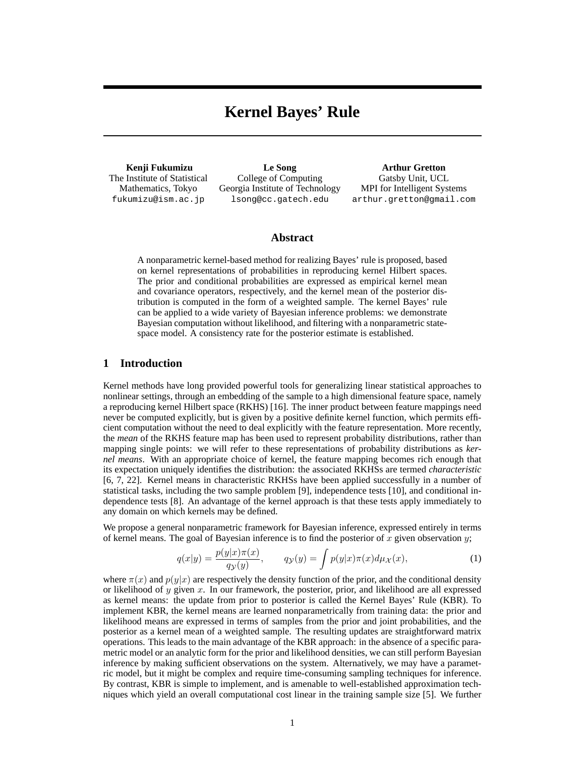# Kernel Bayes' Rule

**Kenji Fukumizu**
The Institute of Statistical Mathematics, Tokyo
fukumizu@ism.ac.jp

**Le Song**
College of Computing
Georgia Institute of Technology
lsong@cc.gatech.edu

**Arthur Gretton**
Gatsby Unit, UCL
MPI for Intelligent Systems
arthur.gretton@gmail.com

## Abstract

A nonparametric kernel-based method for realizing Bayes' rule is proposed, based on kernel representations of probabilities in reproducing kernel Hilbert spaces. The prior and conditional probabilities are expressed as empirical kernel mean and covariance operators, respectively, and the kernel mean of the posterior distribution is computed in the form of a weighted sample. The kernel Bayes' rule can be applied to a wide variety of Bayesian inference problems: we demonstrate Bayesian computation without likelihood, and filtering with a nonparametric state-space model. A consistency rate for the posterior estimate is established.

## 1 Introduction

Kernel methods have long provided powerful tools for generalizing linear statistical approaches to nonlinear settings, through an embedding of the sample to a high dimensional feature space, namely a reproducing kernel Hilbert space (RKHS) [16]. The inner product between feature mappings need never be computed explicitly, but is given by a positive definite kernel function, which permits efficient computation without the need to deal explicitly with the feature representation. More recently, the *mean* of the RKHS feature map has been used to represent probability distributions, rather than mapping single points: we will refer to these representations of probability distributions as *kernel means*. With an appropriate choice of kernel, the feature mapping becomes rich enough that its expectation uniquely identifies the distribution: the associated RKHSs are termed *characteristic* [6, 7, 22]. Kernel means in characteristic RKHSs have been applied successfully in a number of statistical tasks, including the two sample problem [9], independence tests [10], and conditional independence tests [8]. An advantage of the kernel approach is that these tests apply immediately to any domain on which kernels may be defined.

We propose a general nonparametric framework for Bayesian inference, expressed entirely in terms of kernel means. The goal of Bayesian inference is to find the posterior of $x$ given observation $y$;

$$q(x|y) = \frac{p(y|x)\pi(x)}{q_{\mathcal{Y}}(y)}, \qquad q_{\mathcal{Y}}(y) = \int p(y|x)\pi(x)d\mu_{\mathcal{X}}(x), \tag{1}$$

where $\pi(x)$ and $p(y|x)$ are respectively the density function of the prior, and the conditional density or likelihood of $y$ given $x$. In our framework, the posterior, prior, and likelihood are all expressed as kernel means: the update from prior to posterior is called the Kernel Bayes' Rule (KBR). To implement KBR, the kernel means are learned nonparametrically from training data: the prior and likelihood means are expressed in terms of samples from the prior and joint probabilities, and the posterior as a kernel mean of a weighted sample. The resulting updates are straightforward matrix operations. This leads to the main advantage of the KBR approach: in the absence of a specific parametric model or an analytic form for the prior and likelihood densities, we can still perform Bayesian inference by making sufficient observations on the system. Alternatively, we may have a parametric model, but it might be complex and require time-consuming sampling techniques for inference. By contrast, KBR is simple to implement, and is amenable to well-established approximation techniques which yield an overall computational cost linear in the training sample size [5]. We further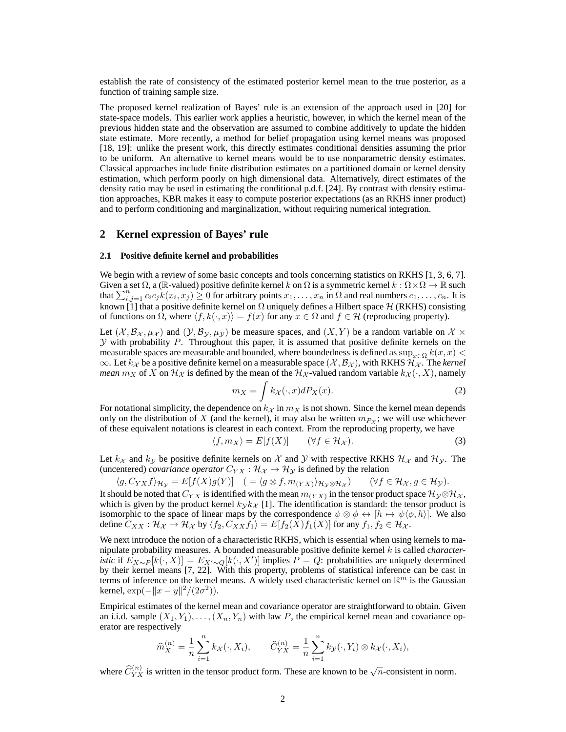establish the rate of consistency of the estimated posterior kernel mean to the true posterior, as a function of training sample size.

The proposed kernel realization of Bayes' rule is an extension of the approach used in [20] for state-space models. This earlier work applies a heuristic, however, in which the kernel mean of the previous hidden state and the observation are assumed to combine additively to update the hidden state estimate. More recently, a method for belief propagation using kernel means was proposed [18, 19]: unlike the present work, this directly estimates conditional densities assuming the prior to be uniform. An alternative to kernel means would be to use nonparametric density estimates. Classical approaches include finite distribution estimates on a partitioned domain or kernel density estimation, which perform poorly on high dimensional data. Alternatively, direct estimates of the density ratio may be used in estimating the conditional p.d.f. [24]. By contrast with density estimation approaches, KBR makes it easy to compute posterior expectations (as an RKHS inner product) and to perform conditioning and marginalization, without requiring numerical integration.

## 2 Kernel expression of Bayes' rule

### 2.1 Positive definite kernel and probabilities

We begin with a review of some basic concepts and tools concerning statistics on RKHS [1, 3, 6, 7]. Given a set $\Omega$, a ($\mathbb{R}$-valued) positive definite kernel $k$ on $\Omega$ is a symmetric kernel $k : \Omega\times\Omega \to \mathbb{R}$ such that $\sum_{i,j=1}^{n} c_i c_j k(x_i, x_j) \geq 0$ for arbitrary points $x_1, \ldots, x_n$ in $\Omega$ and real numbers $c_1, \ldots, c_n$. It is known [1] that a positive definite kernel on $\Omega$ uniquely defines a Hilbert space $\mathcal{H}$ (RKHS) consisting of functions on $\Omega$, where $\langle f, k(\cdot, x)\rangle = f(x)$ for any $x \in \Omega$ and $f \in \mathcal{H}$ (reproducing property).

Let $(\mathcal{X}, \mathcal{B}_\mathcal{X}, \mu_\mathcal{X})$ and $(\mathcal{Y}, \mathcal{B}_\mathcal{Y}, \mu_\mathcal{Y})$ be measure spaces, and $(X, Y)$ be a random variable on $\mathcal{X} \times \mathcal{Y}$ with probability $P$. Throughout this paper, it is assumed that positive definite kernels on the measurable spaces are measurable and bounded, where boundedness is defined as $\sup_{x\in\Omega} k(x, x) < \infty$. Let $k_\mathcal{X}$ be a positive definite kernel on a measurable space $(\mathcal{X}, \mathcal{B}_\mathcal{X})$, with RKHS $\mathcal{H}_\mathcal{X}$. The *kernel mean* $m_X$ of $X$ on $\mathcal{H}_\mathcal{X}$ is defined by the mean of the $\mathcal{H}_\mathcal{X}$-valued random variable $k_\mathcal{X}(\cdot, X)$, namely

$$m_X = \int k_\mathcal{X}(\cdot, x)dP_X(x). \tag{2}$$

For notational simplicity, the dependence on $k_\mathcal{X}$ in $m_X$ is not shown. Since the kernel mean depends only on the distribution of $X$ (and the kernel), it may also be written $m_{P_X}$; we will use whichever of these equivalent notations is clearest in each context. From the reproducing property, we have

$$\langle f, m_X\rangle = E[f(X)] \qquad (\forall f \in \mathcal{H}_\mathcal{X}). \tag{3}$$

Let $k_\mathcal{X}$ and $k_\mathcal{Y}$ be positive definite kernels on $\mathcal{X}$ and $\mathcal{Y}$ with respective RKHS $\mathcal{H}_\mathcal{X}$ and $\mathcal{H}_\mathcal{Y}$. The (uncentered) *covariance operator* $C_{YX} : \mathcal{H}_\mathcal{X} \to \mathcal{H}_\mathcal{Y}$ is defined by the relation

$$\langle g, C_{YX} f\rangle_{\mathcal{H}_\mathcal{Y}} = E[f(X)g(Y)] \quad ( = \langle g \otimes f, m_{(YX)}\rangle_{\mathcal{H}_\mathcal{Y}\otimes\mathcal{H}_\mathcal{X}}) \qquad (\forall f \in \mathcal{H}_\mathcal{X}, g \in \mathcal{H}_\mathcal{Y}).$$

It should be noted that $C_{YX}$ is identified with the mean $m_{(YX)}$ in the tensor product space $\mathcal{H}_\mathcal{Y}\otimes\mathcal{H}_\mathcal{X}$, which is given by the product kernel $k_\mathcal{Y} k_\mathcal{X}$ [1]. The identification is standard: the tensor product is isomorphic to the space of linear maps by the correspondence $\psi \otimes \phi \leftrightarrow [h \mapsto \psi\langle\phi, h\rangle]$. We also define $C_{XX} : \mathcal{H}_\mathcal{X} \to \mathcal{H}_\mathcal{X}$ by $\langle f_2, C_{XX} f_1\rangle = E[f_2(X)f_1(X)]$ for any $f_1, f_2 \in \mathcal{H}_\mathcal{X}$.

We next introduce the notion of a characteristic RKHS, which is essential when using kernels to manipulate probability measures. A bounded measurable positive definite kernel $k$ is called *characteristic* if $E_{X\sim P}[k(\cdot, X)] = E_{X'\sim Q}[k(\cdot, X')]$ implies $P = Q$: probabilities are uniquely determined by their kernel means [7, 22]. With this property, problems of statistical inference can be cast in terms of inference on the kernel means. A widely used characteristic kernel on $\mathbb{R}^m$ is the Gaussian kernel, $\exp(-\|x - y\|^2/(2\sigma^2))$.

Empirical estimates of the kernel mean and covariance operator are straightforward to obtain. Given an i.i.d. sample $(X_1, Y_1), \ldots, (X_n, Y_n)$ with law $P$, the empirical kernel mean and covariance operator are respectively

$$\widehat{m}_X^{(n)} = \frac{1}{n}\sum_{i=1}^{n} k_\mathcal{X}(\cdot, X_i), \qquad \widehat{C}_{YX}^{(n)} = \frac{1}{n}\sum_{i=1}^{n} k_\mathcal{Y}(\cdot, Y_i) \otimes k_\mathcal{X}(\cdot, X_i),$$

where $\widehat{C}_{YX}^{(n)}$ is written in the tensor product form. These are known to be $\sqrt{n}$-consistent in norm.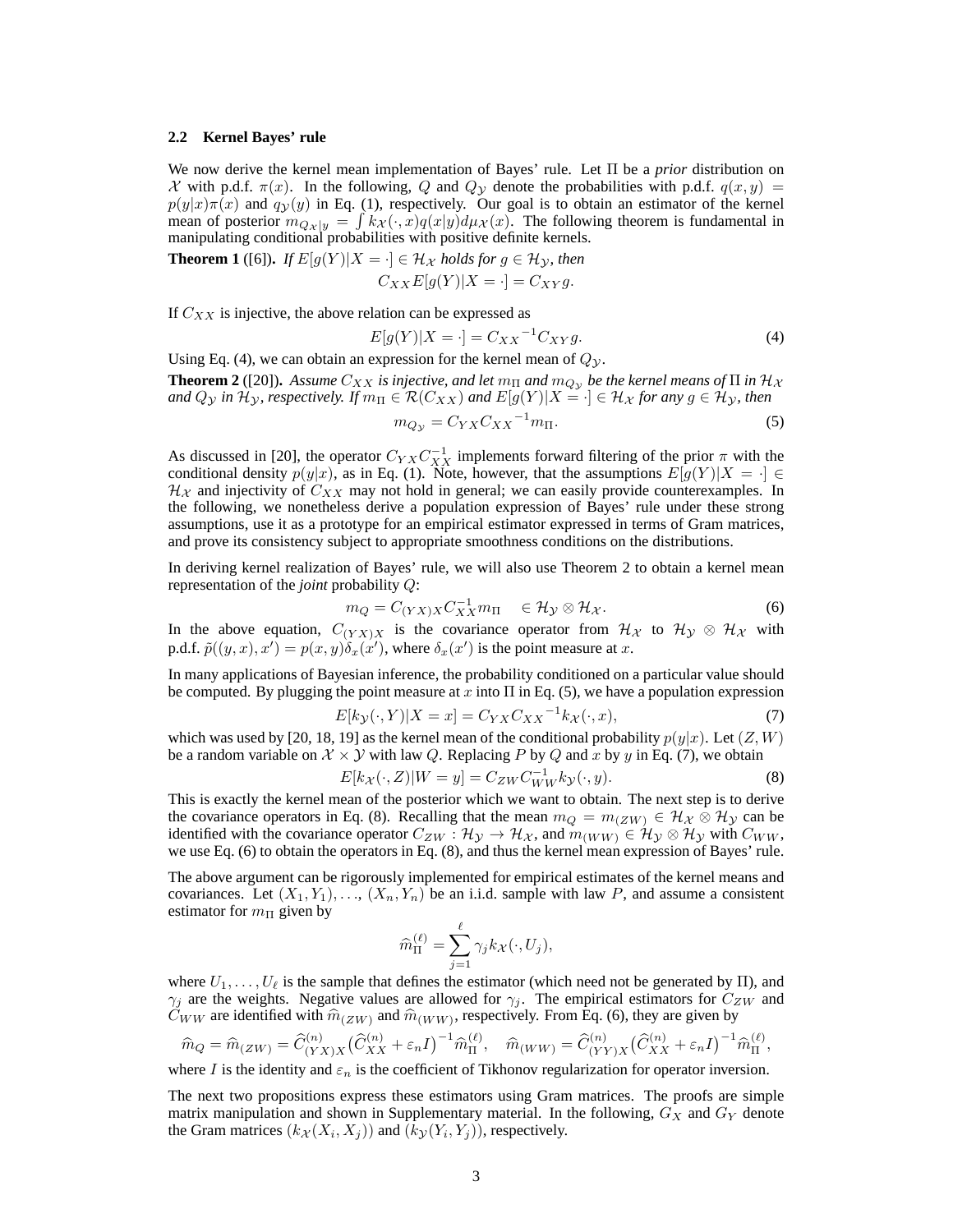### 2.2 Kernel Bayes' rule

We now derive the kernel mean implementation of Bayes' rule. Let $\Pi$ be a *prior* distribution on $\mathcal{X}$ with p.d.f. $\pi(x)$. In the following, $Q$ and $Q_{\mathcal{Y}}$ denote the probabilities with p.d.f. $q(x,y) = p(y|x)\pi(x)$ and $q_{\mathcal{Y}}(y)$ in Eq. (1), respectively. Our goal is to obtain an estimator of the kernel mean of posterior $m_{Q_{\mathcal{X}}|y} = \int k_{\mathcal{X}}(\cdot,x)q(x|y)d\mu_{\mathcal{X}}(x)$. The following theorem is fundamental in manipulating conditional probabilities with positive definite kernels.

**Theorem 1** ([6]). *If $E[g(Y)|X=\cdot] \in \mathcal{H}_{\mathcal{X}}$ holds for $g \in \mathcal{H}_{\mathcal{Y}}$, then*

$$C_{XX}E[g(Y)|X=\cdot] = C_{XY}g.$$

If $C_{XX}$ is injective, the above relation can be expressed as

$$E[g(Y)|X=\cdot] = C_{XX}{}^{-1}C_{XY}g. \tag{4}$$

Using Eq. (4), we can obtain an expression for the kernel mean of $Q_{\mathcal{Y}}$.

**Theorem 2** ([20]). *Assume $C_{XX}$ is injective, and let $m_\Pi$ and $m_{Q_{\mathcal{Y}}}$ be the kernel means of $\Pi$ in $\mathcal{H}_{\mathcal{X}}$ and $Q_{\mathcal{Y}}$ in $\mathcal{H}_{\mathcal{Y}}$, respectively. If $m_\Pi \in \mathcal{R}(C_{XX})$ and $E[g(Y)|X=\cdot] \in \mathcal{H}_{\mathcal{X}}$ for any $g \in \mathcal{H}_{\mathcal{Y}}$, then*

$$m_{Q_{\mathcal{Y}}} = C_{YX}C_{XX}{}^{-1}m_\Pi. \tag{5}$$

As discussed in [20], the operator $C_{YX}C_{XX}^{-1}$ implements forward filtering of the prior $\pi$ with the conditional density $p(y|x)$, as in Eq. (1). Note, however, that the assumptions $E[g(Y)|X=\cdot] \in \mathcal{H}_{\mathcal{X}}$ and injectivity of $C_{XX}$ may not hold in general; we can easily provide counterexamples. In the following, we nonetheless derive a population expression of Bayes' rule under these strong assumptions, use it as a prototype for an empirical estimator expressed in terms of Gram matrices, and prove its consistency subject to appropriate smoothness conditions on the distributions.

In deriving kernel realization of Bayes' rule, we will also use Theorem 2 to obtain a kernel mean representation of the *joint* probability $Q$:

$$m_Q = C_{(YX)X}C_{XX}^{-1}m_\Pi \quad \in \mathcal{H}_{\mathcal{Y}} \otimes \mathcal{H}_{\mathcal{X}}. \tag{6}$$

In the above equation, $C_{(YX)X}$ is the covariance operator from $\mathcal{H}_{\mathcal{X}}$ to $\mathcal{H}_{\mathcal{Y}} \otimes \mathcal{H}_{\mathcal{X}}$ with p.d.f. $\tilde{p}((y,x),x') = p(x,y)\delta_x(x')$, where $\delta_x(x')$ is the point measure at $x$.

In many applications of Bayesian inference, the probability conditioned on a particular value should be computed. By plugging the point measure at $x$ into $\Pi$ in Eq. (5), we have a population expression

$$E[k_{\mathcal{Y}}(\cdot,Y)|X=x] = C_{YX}C_{XX}{}^{-1}k_{\mathcal{X}}(\cdot,x), \tag{7}$$

which was used by [20, 18, 19] as the kernel mean of the conditional probability $p(y|x)$. Let $(Z,W)$ be a random variable on $\mathcal{X}\times\mathcal{Y}$ with law $Q$. Replacing $P$ by $Q$ and $x$ by $y$ in Eq. (7), we obtain

$$E[k_{\mathcal{X}}(\cdot,Z)|W=y] = C_{ZW}C_{WW}^{-1}k_{\mathcal{Y}}(\cdot,y). \tag{8}$$

This is exactly the kernel mean of the posterior which we want to obtain. The next step is to derive the covariance operators in Eq. (8). Recalling that the mean $m_Q = m_{(ZW)} \in \mathcal{H}_{\mathcal{X}} \otimes \mathcal{H}_{\mathcal{Y}}$ can be identified with the covariance operator $C_{ZW} : \mathcal{H}_{\mathcal{Y}} \to \mathcal{H}_{\mathcal{X}}$, and $m_{(WW)} \in \mathcal{H}_{\mathcal{Y}} \otimes \mathcal{H}_{\mathcal{Y}}$ with $C_{WW}$, we use Eq. (6) to obtain the operators in Eq. (8), and thus the kernel mean expression of Bayes' rule.

The above argument can be rigorously implemented for empirical estimates of the kernel means and covariances. Let $(X_1,Y_1),\ldots,(X_n,Y_n)$ be an i.i.d. sample with law $P$, and assume a consistent estimator for $m_\Pi$ given by

$$\widehat{m}_\Pi^{(\ell)} = \sum_{j=1}^{\ell} \gamma_j k_{\mathcal{X}}(\cdot,U_j),$$

where $U_1,\ldots,U_\ell$ is the sample that defines the estimator (which need not be generated by $\Pi$), and $\gamma_j$ are the weights. Negative values are allowed for $\gamma_j$. The empirical estimators for $C_{ZW}$ and $C_{WW}$ are identified with $\widehat{m}_{(ZW)}$ and $\widehat{m}_{(WW)}$, respectively. From Eq. (6), they are given by

$$\widehat{m}_Q = \widehat{m}_{(ZW)} = \widehat{C}^{(n)}_{(YX)X}\big(\widehat{C}^{(n)}_{XX}+\varepsilon_n I\big)^{-1}\widehat{m}_\Pi^{(\ell)}, \quad \widehat{m}_{(WW)} = \widehat{C}^{(n)}_{(YY)X}\big(\widehat{C}^{(n)}_{XX}+\varepsilon_n I\big)^{-1}\widehat{m}_\Pi^{(\ell)},$$

where $I$ is the identity and $\varepsilon_n$ is the coefficient of Tikhonov regularization for operator inversion.

The next two propositions express these estimators using Gram matrices. The proofs are simple matrix manipulation and shown in Supplementary material. In the following, $G_X$ and $G_Y$ denote the Gram matrices $(k_{\mathcal{X}}(X_i,X_j))$ and $(k_{\mathcal{Y}}(Y_i,Y_j))$, respectively.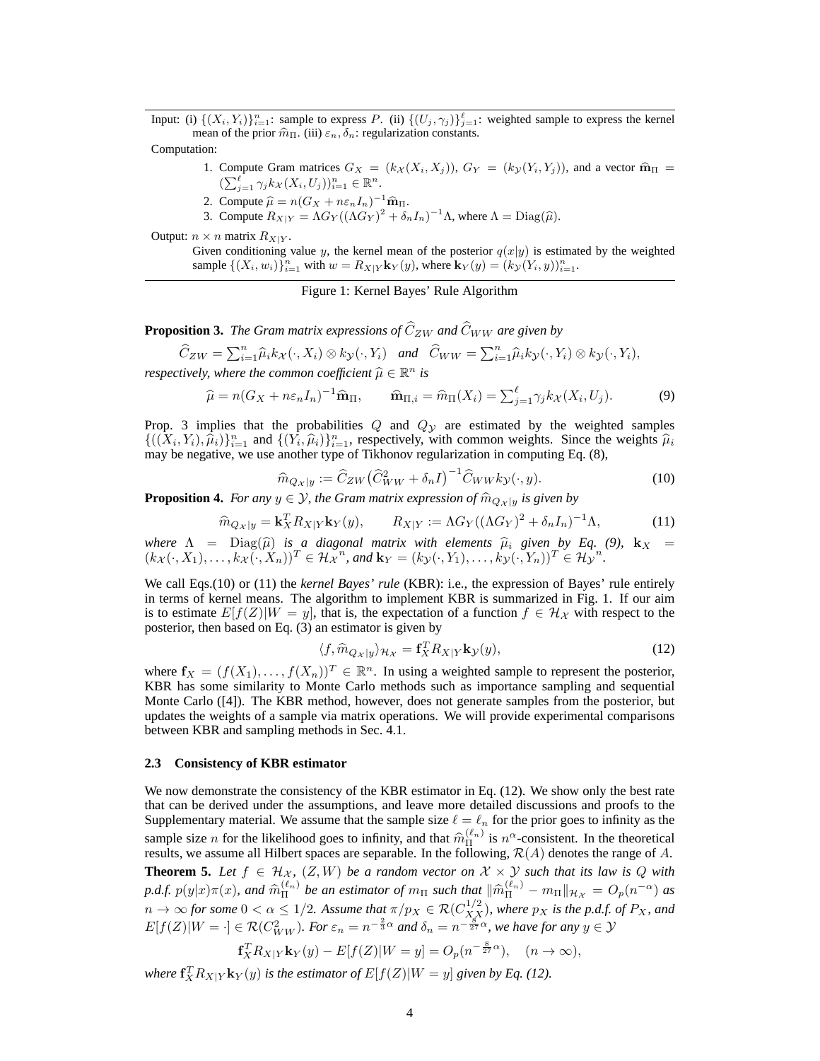Input: (i) $\{(X_i, Y_i)\}_{i=1}^n$: sample to express $P$. (ii) $\{(U_j, \gamma_j)\}_{j=1}^\ell$: weighted sample to express the kernel mean of the prior $\widehat{m}_\Pi$. (iii) $\varepsilon_n, \delta_n$: regularization constants.

Computation:

1. Compute Gram matrices $G_X = (k_\mathcal{X}(X_i, X_j))$, $G_Y = (k_\mathcal{Y}(Y_i, Y_j))$, and a vector $\widehat{\mathbf{m}}_\Pi = (\sum_{j=1}^\ell \gamma_j k_\mathcal{X}(X_i, U_j))_{i=1}^n \in \mathbb{R}^n$.
2. Compute $\widehat{\mu} = n(G_X + n\varepsilon_n I_n)^{-1}\widehat{\mathbf{m}}_\Pi$.
3. Compute $R_{X|Y} = \Lambda G_Y((\Lambda G_Y)^2 + \delta_n I_n)^{-1}\Lambda$, where $\Lambda = \mathrm{Diag}(\widehat{\mu})$.

Output: $n \times n$ matrix $R_{X|Y}$.

Given conditioning value $y$, the kernel mean of the posterior $q(x|y)$ is estimated by the weighted sample $\{(X_i, w_i)\}_{i=1}^n$ with $w = R_{X|Y}\mathbf{k}_Y(y)$, where $\mathbf{k}_Y(y) = (k_\mathcal{Y}(Y_i, y))_{i=1}^n$.

Figure 1: Kernel Bayes' Rule Algorithm

**Proposition 3.** *The Gram matrix expressions of $\widehat{C}_{ZW}$ and $\widehat{C}_{WW}$ are given by*

$$\widehat{C}_{ZW} = \textstyle\sum_{i=1}^n \widehat{\mu}_i k_\mathcal{X}(\cdot, X_i) \otimes k_\mathcal{Y}(\cdot, Y_i) \quad and \quad \widehat{C}_{WW} = \textstyle\sum_{i=1}^n \widehat{\mu}_i k_\mathcal{Y}(\cdot, Y_i) \otimes k_\mathcal{Y}(\cdot, Y_i),$$

*respectively, where the common coefficient $\widehat{\mu} \in \mathbb{R}^n$ is*

$$\widehat{\mu} = n(G_X + n\varepsilon_n I_n)^{-1}\widehat{\mathbf{m}}_\Pi, \qquad \widehat{\mathbf{m}}_{\Pi,i} = \widehat{m}_\Pi(X_i) = \textstyle\sum_{j=1}^\ell \gamma_j k_\mathcal{X}(X_i, U_j). \tag{9}$$

Prop. 3 implies that the probabilities $Q$ and $Q_\mathcal{Y}$ are estimated by the weighted samples $\{((X_i, Y_i), \widehat{\mu}_i)\}_{i=1}^n$ and $\{(Y_i, \widehat{\mu}_i)\}_{i=1}^n$, respectively, with common weights. Since the weights $\widehat{\mu}_i$ may be negative, we use another type of Tikhonov regularization in computing Eq. (8),

$$\widehat{m}_{Q_\mathcal{X}|y} := \widehat{C}_{ZW}\big(\widehat{C}_{WW}^2 + \delta_n I\big)^{-1}\widehat{C}_{WW} k_\mathcal{Y}(\cdot, y). \tag{10}$$

**Proposition 4.** *For any $y \in \mathcal{Y}$, the Gram matrix expression of $\widehat{m}_{Q_\mathcal{X}|y}$ is given by*

$$\widehat{m}_{Q_\mathcal{X}|y} = \mathbf{k}_X^T R_{X|Y}\mathbf{k}_Y(y), \qquad R_{X|Y} := \Lambda G_Y((\Lambda G_Y)^2 + \delta_n I_n)^{-1}\Lambda, \tag{11}$$

*where $\Lambda = \mathrm{Diag}(\widehat{\mu})$ is a diagonal matrix with elements $\widehat{\mu}_i$ given by Eq. (9), $\mathbf{k}_X = (k_\mathcal{X}(\cdot, X_1), \ldots, k_\mathcal{X}(\cdot, X_n))^T \in {\mathcal{H}_\mathcal{X}}^n$, and $\mathbf{k}_Y = (k_\mathcal{Y}(\cdot, Y_1), \ldots, k_\mathcal{Y}(\cdot, Y_n))^T \in {\mathcal{H}_\mathcal{Y}}^n$.*

We call Eqs.(10) or (11) the *kernel Bayes' rule* (KBR): i.e., the expression of Bayes' rule entirely in terms of kernel means. The algorithm to implement KBR is summarized in Fig. 1. If our aim is to estimate $E[f(Z)|W = y]$, that is, the expectation of a function $f \in \mathcal{H}_\mathcal{X}$ with respect to the posterior, then based on Eq. (3) an estimator is given by

$$\langle f, \widehat{m}_{Q_\mathcal{X}|y}\rangle_{\mathcal{H}_\mathcal{X}} = \mathbf{f}_X^T R_{X|Y}\mathbf{k}_\mathcal{Y}(y), \tag{12}$$

where $\mathbf{f}_X = (f(X_1), \ldots, f(X_n))^T \in \mathbb{R}^n$. In using a weighted sample to represent the posterior, KBR has some similarity to Monte Carlo methods such as importance sampling and sequential Monte Carlo ([4]). The KBR method, however, does not generate samples from the posterior, but updates the weights of a sample via matrix operations. We will provide experimental comparisons between KBR and sampling methods in Sec. 4.1.

### 2.3 Consistency of KBR estimator

We now demonstrate the consistency of the KBR estimator in Eq. (12). We show only the best rate that can be derived under the assumptions, and leave more detailed discussions and proofs to the Supplementary material. We assume that the sample size $\ell = \ell_n$ for the prior goes to infinity as the sample size $n$ for the likelihood goes to infinity, and that $\widehat{m}_\Pi^{(\ell_n)}$ is $n^\alpha$-consistent. In the theoretical results, we assume all Hilbert spaces are separable. In the following, $\mathcal{R}(A)$ denotes the range of $A$.

**Theorem 5.** *Let $f \in \mathcal{H}_\mathcal{X}$, $(Z, W)$ be a random vector on $\mathcal{X} \times \mathcal{Y}$ such that its law is $Q$ with p.d.f. $p(y|x)\pi(x)$, and $\widehat{m}_\Pi^{(\ell_n)}$ be an estimator of $m_\Pi$ such that $\|\widehat{m}_\Pi^{(\ell_n)} - m_\Pi\|_{\mathcal{H}_\mathcal{X}} = O_p(n^{-\alpha})$ as $n \to \infty$ for some $0 < \alpha \le 1/2$. Assume that $\pi/p_X \in \mathcal{R}(C_{XX}^{1/2})$, where $p_X$ is the p.d.f. of $P_X$, and $E[f(Z)|W = \cdot] \in \mathcal{R}(C_{WW}^2)$. For $\varepsilon_n = n^{-\frac{2}{3}\alpha}$ and $\delta_n = n^{-\frac{8}{27}\alpha}$, we have for any $y \in \mathcal{Y}$*

$$\mathbf{f}_X^T R_{X|Y}\mathbf{k}_Y(y) - E[f(Z)|W = y] = O_p(n^{-\frac{8}{27}\alpha}), \quad (n \to \infty),$$

*where $\mathbf{f}_X^T R_{X|Y}\mathbf{k}_Y(y)$ is the estimator of $E[f(Z)|W = y]$ given by Eq. (12).*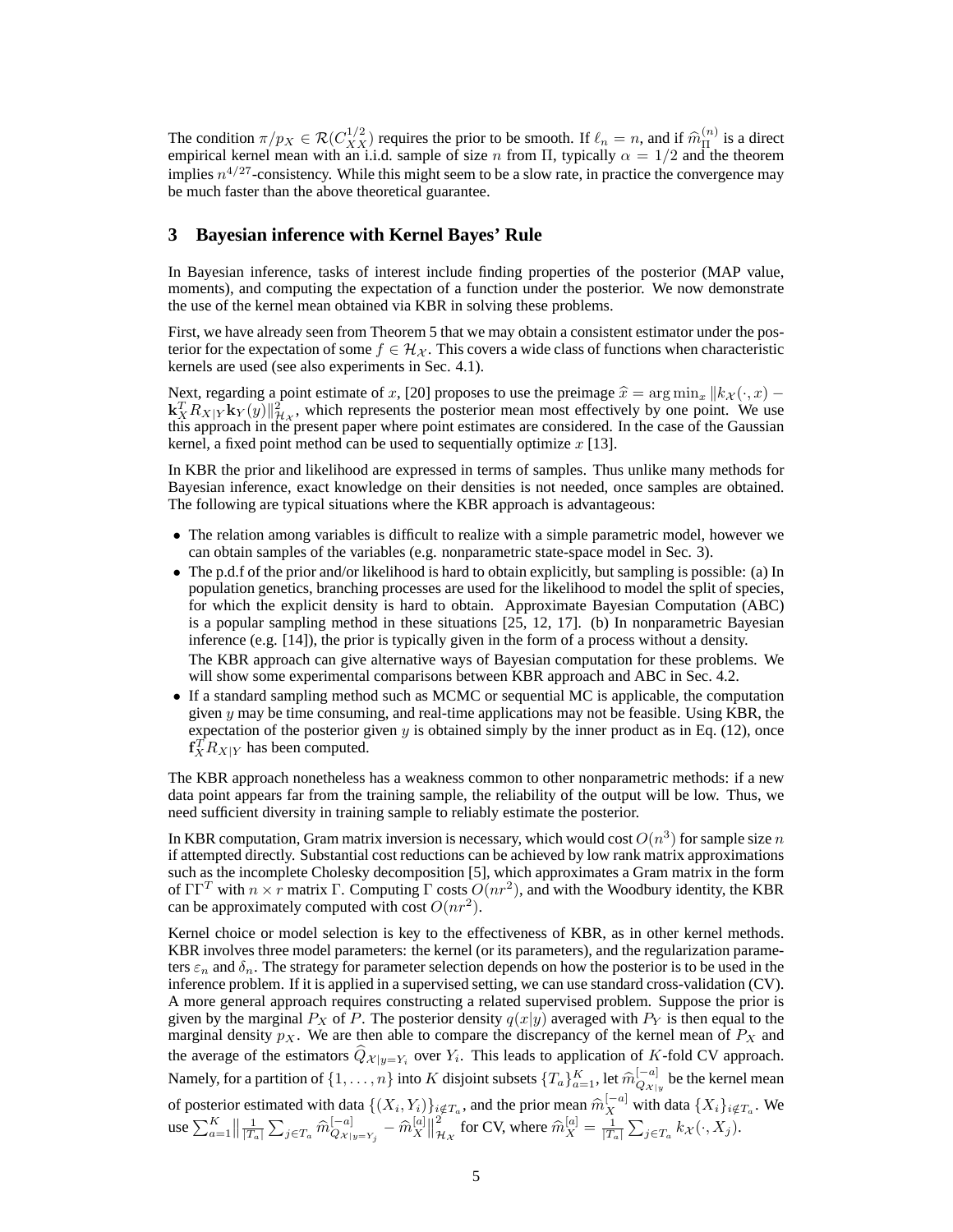The condition $\pi/p_X \in \mathcal{R}(C_{XX}^{1/2})$ requires the prior to be smooth. If $\ell_n = n$, and if $\widehat{m}_\Pi^{(n)}$ is a direct empirical kernel mean with an i.i.d. sample of size $n$ from $\Pi$, typically $\alpha = 1/2$ and the theorem implies $n^{4/27}$-consistency. While this might seem to be a slow rate, in practice the convergence may be much faster than the above theoretical guarantee.

## 3 Bayesian inference with Kernel Bayes' Rule

In Bayesian inference, tasks of interest include finding properties of the posterior (MAP value, moments), and computing the expectation of a function under the posterior. We now demonstrate the use of the kernel mean obtained via KBR in solving these problems.

First, we have already seen from Theorem 5 that we may obtain a consistent estimator under the posterior for the expectation of some $f \in \mathcal{H}_\mathcal{X}$. This covers a wide class of functions when characteristic kernels are used (see also experiments in Sec. 4.1).

Next, regarding a point estimate of $x$, [20] proposes to use the preimage $\widehat{x} = \arg\min_x \|k_\mathcal{X}(\cdot, x) - \mathbf{k}_X^T R_{X|Y}\mathbf{k}_Y(y)\|_{\mathcal{H}_\mathcal{X}}^2$, which represents the posterior mean most effectively by one point. We use this approach in the present paper where point estimates are considered. In the case of the Gaussian kernel, a fixed point method can be used to sequentially optimize $x$ [13].

In KBR the prior and likelihood are expressed in terms of samples. Thus unlike many methods for Bayesian inference, exact knowledge on their densities is not needed, once samples are obtained. The following are typical situations where the KBR approach is advantageous:

- The relation among variables is difficult to realize with a simple parametric model, however we can obtain samples of the variables (e.g. nonparametric state-space model in Sec. 3).
- The p.d.f of the prior and/or likelihood is hard to obtain explicitly, but sampling is possible: (a) In population genetics, branching processes are used for the likelihood to model the split of species, for which the explicit density is hard to obtain. Approximate Bayesian Computation (ABC) is a popular sampling method in these situations [25, 12, 17]. (b) In nonparametric Bayesian inference (e.g. [14]), the prior is typically given in the form of a process without a density.

  The KBR approach can give alternative ways of Bayesian computation for these problems. We will show some experimental comparisons between KBR approach and ABC in Sec. 4.2.
- If a standard sampling method such as MCMC or sequential MC is applicable, the computation given $y$ may be time consuming, and real-time applications may not be feasible. Using KBR, the expectation of the posterior given $y$ is obtained simply by the inner product as in Eq. (12), once $\mathbf{f}_X^T R_{X|Y}$ has been computed.

The KBR approach nonetheless has a weakness common to other nonparametric methods: if a new data point appears far from the training sample, the reliability of the output will be low. Thus, we need sufficient diversity in training sample to reliably estimate the posterior.

In KBR computation, Gram matrix inversion is necessary, which would cost $O(n^3)$ for sample size $n$ if attempted directly. Substantial cost reductions can be achieved by low rank matrix approximations such as the incomplete Cholesky decomposition [5], which approximates a Gram matrix in the form of $\Gamma\Gamma^T$ with $n \times r$ matrix $\Gamma$. Computing $\Gamma$ costs $O(nr^2)$, and with the Woodbury identity, the KBR can be approximately computed with cost $O(nr^2)$.

Kernel choice or model selection is key to the effectiveness of KBR, as in other kernel methods. KBR involves three model parameters: the kernel (or its parameters), and the regularization parameters $\varepsilon_n$ and $\delta_n$. The strategy for parameter selection depends on how the posterior is to be used in the inference problem. If it is applied in a supervised setting, we can use standard cross-validation (CV). A more general approach requires constructing a related supervised problem. Suppose the prior is given by the marginal $P_X$ of $P$. The posterior density $q(x|y)$ averaged with $P_Y$ is then equal to the marginal density $p_X$. We are then able to compare the discrepancy of the kernel mean of $P_X$ and the average of the estimators $\widehat{Q}_{\mathcal{X}|y=Y_i}$ over $Y_i$. This leads to application of $K$-fold CV approach. Namely, for a partition of $\{1, \ldots, n\}$ into $K$ disjoint subsets $\{T_a\}_{a=1}^K$, let $\widehat{m}_{Q_{\mathcal{X}|y}}^{[-a]}$ be the kernel mean of posterior estimated with data $\{(X_i, Y_i)\}_{i \notin T_a}$, and the prior mean $\widehat{m}_X^{[-a]}$ with data $\{X_i\}_{i \notin T_a}$. We use $\sum_{a=1}^K \big\| \frac{1}{|T_a|}\sum_{j \in T_a} \widehat{m}_{Q_{\mathcal{X}|y=Y_j}}^{[-a]} - \widehat{m}_X^{[a]} \big\|_{\mathcal{H}_\mathcal{X}}^2$ for CV, where $\widehat{m}_X^{[a]} = \frac{1}{|T_a|}\sum_{j \in T_a} k_\mathcal{X}(\cdot, X_j)$.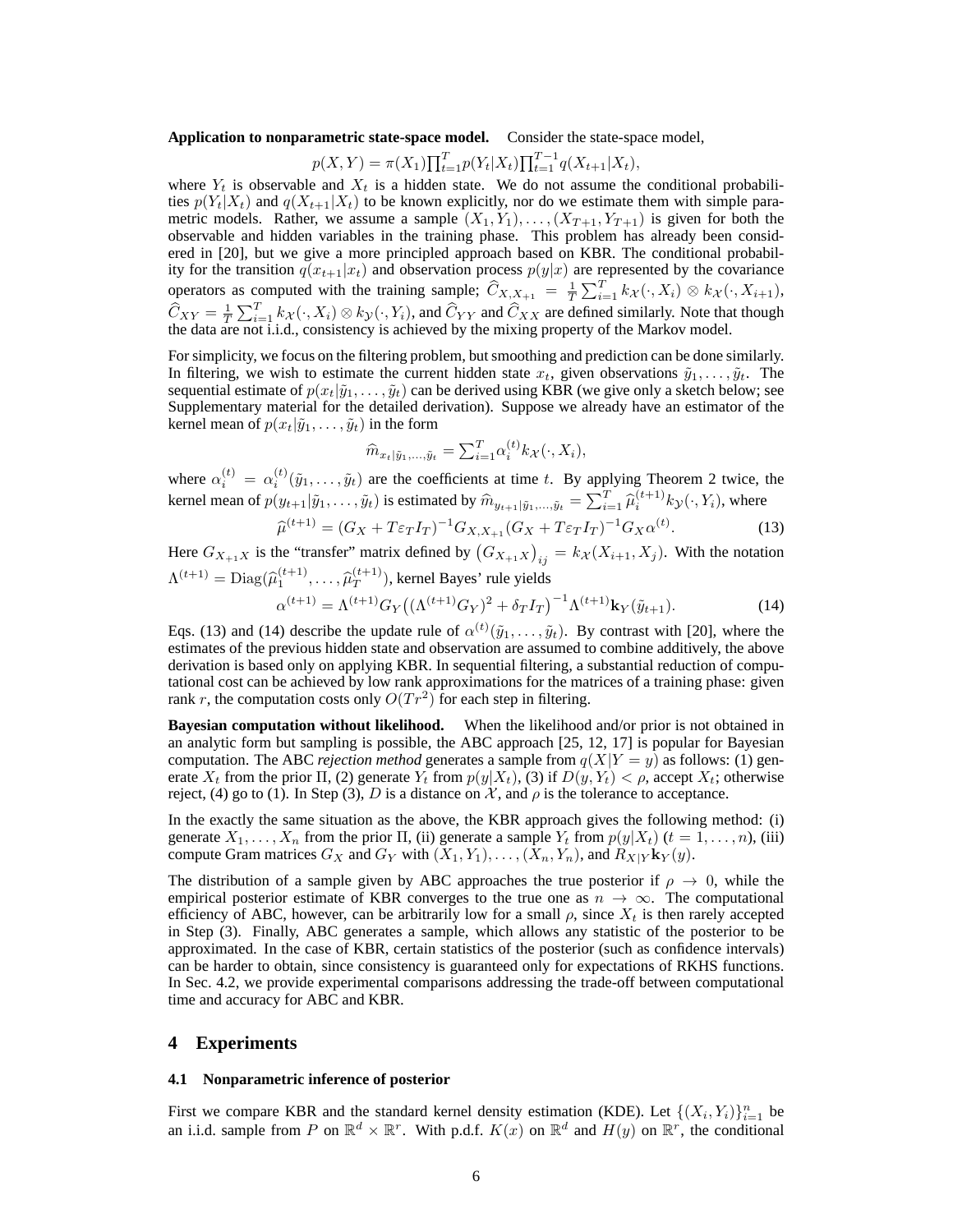**Application to nonparametric state-space model.** Consider the state-space model,

$$p(X, Y) = \pi(X_1) \prod_{t=1}^{T} p(Y_t|X_t) \prod_{t=1}^{T-1} q(X_{t+1}|X_t),$$

where $Y_t$ is observable and $X_t$ is a hidden state. We do not assume the conditional probabilities $p(Y_t|X_t)$ and $q(X_{t+1}|X_t)$ to be known explicitly, nor do we estimate them with simple parametric models. Rather, we assume a sample $(X_1, Y_1), \ldots, (X_{T+1}, Y_{T+1})$ is given for both the observable and hidden variables in the training phase. This problem has already been considered in [20], but we give a more principled approach based on KBR. The conditional probability for the transition $q(x_{t+1}|x_t)$ and observation process $p(y|x)$ are represented by the covariance operators as computed with the training sample; $\widehat{C}_{X,X_{+1}} = \frac{1}{T}\sum_{i=1}^{T} k_{\mathcal{X}}(\cdot, X_i) \otimes k_{\mathcal{X}}(\cdot, X_{i+1})$, $\widehat{C}_{XY} = \frac{1}{T}\sum_{i=1}^{T} k_{\mathcal{X}}(\cdot, X_i) \otimes k_{\mathcal{Y}}(\cdot, Y_i)$, and $\widehat{C}_{YY}$ and $\widehat{C}_{XX}$ are defined similarly. Note that though the data are not i.i.d., consistency is achieved by the mixing property of the Markov model.

For simplicity, we focus on the filtering problem, but smoothing and prediction can be done similarly. In filtering, we wish to estimate the current hidden state $x_t$, given observations $\tilde{y}_1, \ldots, \tilde{y}_t$. The sequential estimate of $p(x_t|\tilde{y}_1, \ldots, \tilde{y}_t)$ can be derived using KBR (we give only a sketch below; see Supplementary material for the detailed derivation). Suppose we already have an estimator of the kernel mean of $p(x_t|\tilde{y}_1, \ldots, \tilde{y}_t)$ in the form

$$\widehat{m}_{x_t|\tilde{y}_1,\ldots,\tilde{y}_t} = \sum_{i=1}^{T} \alpha_i^{(t)} k_{\mathcal{X}}(\cdot, X_i),$$

where $\alpha_i^{(t)} = \alpha_i^{(t)}(\tilde{y}_1, \ldots, \tilde{y}_t)$ are the coefficients at time $t$. By applying Theorem 2 twice, the kernel mean of $p(y_{t+1}|\tilde{y}_1, \ldots, \tilde{y}_t)$ is estimated by $\widehat{m}_{y_{t+1}|\tilde{y}_1,\ldots,\tilde{y}_t} = \sum_{i=1}^{T} \widehat{\mu}_i^{(t+1)} k_{\mathcal{Y}}(\cdot, Y_i)$, where

$$\widehat{\mu}^{(t+1)} = (G_X + T\varepsilon_T I_T)^{-1} G_{X,X_{+1}} (G_X + T\varepsilon_T I_T)^{-1} G_X \alpha^{(t)}. \tag{13}$$

Here $G_{X_{+1}X}$ is the "transfer" matrix defined by $\left(G_{X_{+1}X}\right)_{ij} = k_{\mathcal{X}}(X_{i+1}, X_j)$. With the notation $\Lambda^{(t+1)} = \mathrm{Diag}(\widehat{\mu}_1^{(t+1)}, \ldots, \widehat{\mu}_T^{(t+1)})$, kernel Bayes' rule yields

$$\alpha^{(t+1)} = \Lambda^{(t+1)} G_Y \big( (\Lambda^{(t+1)} G_Y)^2 + \delta_T I_T \big)^{-1} \Lambda^{(t+1)} \mathbf{k}_Y(\tilde{y}_{t+1}). \tag{14}$$

Eqs. (13) and (14) describe the update rule of $\alpha^{(t)}(\tilde{y}_1, \ldots, \tilde{y}_t)$. By contrast with [20], where the estimates of the previous hidden state and observation are assumed to combine additively, the above derivation is based only on applying KBR. In sequential filtering, a substantial reduction of computational cost can be achieved by low rank approximations for the matrices of a training phase: given rank $r$, the computation costs only $O(Tr^2)$ for each step in filtering.

**Bayesian computation without likelihood.** When the likelihood and/or prior is not obtained in an analytic form but sampling is possible, the ABC approach [25, 12, 17] is popular for Bayesian computation. The ABC *rejection method* generates a sample from $q(X|Y = y)$ as follows: (1) generate $X_t$ from the prior $\Pi$, (2) generate $Y_t$ from $p(y|X_t)$, (3) if $D(y, Y_t) < \rho$, accept $X_t$; otherwise reject, (4) go to (1). In Step (3), $D$ is a distance on $\mathcal{X}$, and $\rho$ is the tolerance to acceptance.

In the exactly the same situation as the above, the KBR approach gives the following method: (i) generate $X_1, \ldots, X_n$ from the prior $\Pi$, (ii) generate a sample $Y_t$ from $p(y|X_t)$ $(t = 1, \ldots, n)$, (iii) compute Gram matrices $G_X$ and $G_Y$ with $(X_1, Y_1), \ldots, (X_n, Y_n)$, and $R_{X|Y}\mathbf{k}_Y(y)$.

The distribution of a sample given by ABC approaches the true posterior if $\rho \to 0$, while the empirical posterior estimate of KBR converges to the true one as $n \to \infty$. The computational efficiency of ABC, however, can be arbitrarily low for a small $\rho$, since $X_t$ is then rarely accepted in Step (3). Finally, ABC generates a sample, which allows any statistic of the posterior to be approximated. In the case of KBR, certain statistics of the posterior (such as confidence intervals) can be harder to obtain, since consistency is guaranteed only for expectations of RKHS functions. In Sec. 4.2, we provide experimental comparisons addressing the trade-off between computational time and accuracy for ABC and KBR.

# 4 Experiments

### 4.1 Nonparametric inference of posterior

First we compare KBR and the standard kernel density estimation (KDE). Let $\{(X_i, Y_i)\}_{i=1}^{n}$ be an i.i.d. sample from $P$ on $\mathbb{R}^d \times \mathbb{R}^r$. With p.d.f. $K(x)$ on $\mathbb{R}^d$ and $H(y)$ on $\mathbb{R}^r$, the conditional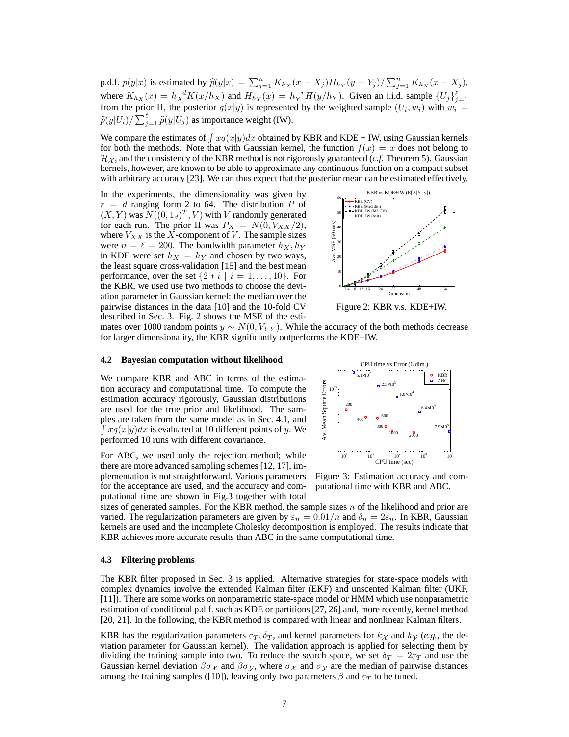p.d.f. $p(y|x)$ is estimated by $\widehat{p}(y|x) = \sum_{j=1}^n K_{h_X}(x - X_j)H_{h_Y}(y - Y_j)/\sum_{j=1}^n K_{h_X}(x - X_j)$, where $K_{h_X}(x) = h_X^{-d}K(x/h_X)$ and $H_{h_Y}(x) = h_Y^{-r}H(y/h_Y)$. Given an i.i.d. sample $\{U_j\}_{j=1}^\ell$ from the prior $\Pi$, the posterior $q(x|y)$ is represented by the weighted sample $(U_i, w_i)$ with $w_i = \widehat{p}(y|U_i)/\sum_{j=1}^\ell \widehat{p}(y|U_j)$ as importance weight (IW).

We compare the estimates of $\int xq(x|y)dx$ obtained by KBR and KDE + IW, using Gaussian kernels for both the methods. Note that with Gaussian kernel, the function $f(x) = x$ does not belong to $\mathcal{H}_\mathcal{X}$, and the consistency of the KBR method is not rigorously guaranteed (*c.f.* Theorem 5). Gaussian kernels, however, are known to be able to approximate any continuous function on a compact subset with arbitrary accuracy [23]. We can thus expect that the posterior mean can be estimated effectively.

In the experiments, the dimensionality was given by $r = d$ ranging form 2 to 64. The distribution $P$ of $(X, Y)$ was $N((0, 1_d)^T, V)$ with $V$ randomly generated for each run. The prior $\Pi$ was $P_X = N(0, V_{XX}/2)$, where $V_{XX}$ is the $X$-component of $V$. The sample sizes were $n = \ell = 200$. The bandwidth parameter $h_X, h_Y$ in KDE were set $h_X = h_Y$ and chosen by two ways, the least square cross-validation [15] and the best mean performance, over the set $\{2 * i \mid i = 1, \ldots, 10\}$. For the KBR, we used use two methods to choose the deviation parameter in Gaussian kernel: the median over the pairwise distances in the data [10] and the 10-fold CV described in Sec. 3. Fig. 2 shows the MSE of the estimates over 1000 random points $y \sim N(0, V_{YY})$. While the accuracy of the both methods decrease for larger dimensionality, the KBR significantly outperforms the KDE+IW.

Figure 2: KBR v.s. KDE+IW.

### 4.2 Bayesian computation without likelihood

We compare KBR and ABC in terms of the estimation accuracy and computational time. To compute the estimation accuracy rigorously, Gaussian distributions are used for the true prior and likelihood. The samples are taken from the same model as in Sec. 4.1, and $\int xq(x|y)dx$ is evaluated at 10 different points of $y$. We performed 10 runs with different covariance.

For ABC, we used only the rejection method; while there are more advanced sampling schemes [12, 17], implementation is not straightforward. Various parameters for the acceptance are used, and the accuracy and computational time are shown in Fig.3 together with total sizes of generated samples. For the KBR method, the sample sizes $n$ of the likelihood and prior are varied. The regularization parameters are given by $\varepsilon_n = 0.01/n$ and $\delta_n = 2\varepsilon_n$. In KBR, Gaussian kernels are used and the incomplete Cholesky decomposition is employed. The results indicate that KBR achieves more accurate results than ABC in the same computational time.

Figure 3: Estimation accuracy and computational time with KBR and ABC.

### 4.3 Filtering problems

The KBR filter proposed in Sec. 3 is applied. Alternative strategies for state-space models with complex dynamics involve the extended Kalman filter (EKF) and unscented Kalman filter (UKF, [11]). There are some works on nonparametric state-space model or HMM which use nonparametric estimation of conditional p.d.f. such as KDE or partitions [27, 26] and, more recently, kernel method [20, 21]. In the following, the KBR method is compared with linear and nonlinear Kalman filters.

KBR has the regularization parameters $\varepsilon_T, \delta_T$, and kernel parameters for $k_\mathcal{X}$ and $k_\mathcal{Y}$ (*e.g.*, the deviation parameter for Gaussian kernel). The validation approach is applied for selecting them by dividing the training sample into two. To reduce the search space, we set $\delta_T = 2\varepsilon_T$ and use the Gaussian kernel deviation $\beta\sigma_\mathcal{X}$ and $\beta\sigma_\mathcal{Y}$, where $\sigma_\mathcal{X}$ and $\sigma_\mathcal{Y}$ are the median of pairwise distances among the training samples ([10]), leaving only two parameters $\beta$ and $\varepsilon_T$ to be tuned.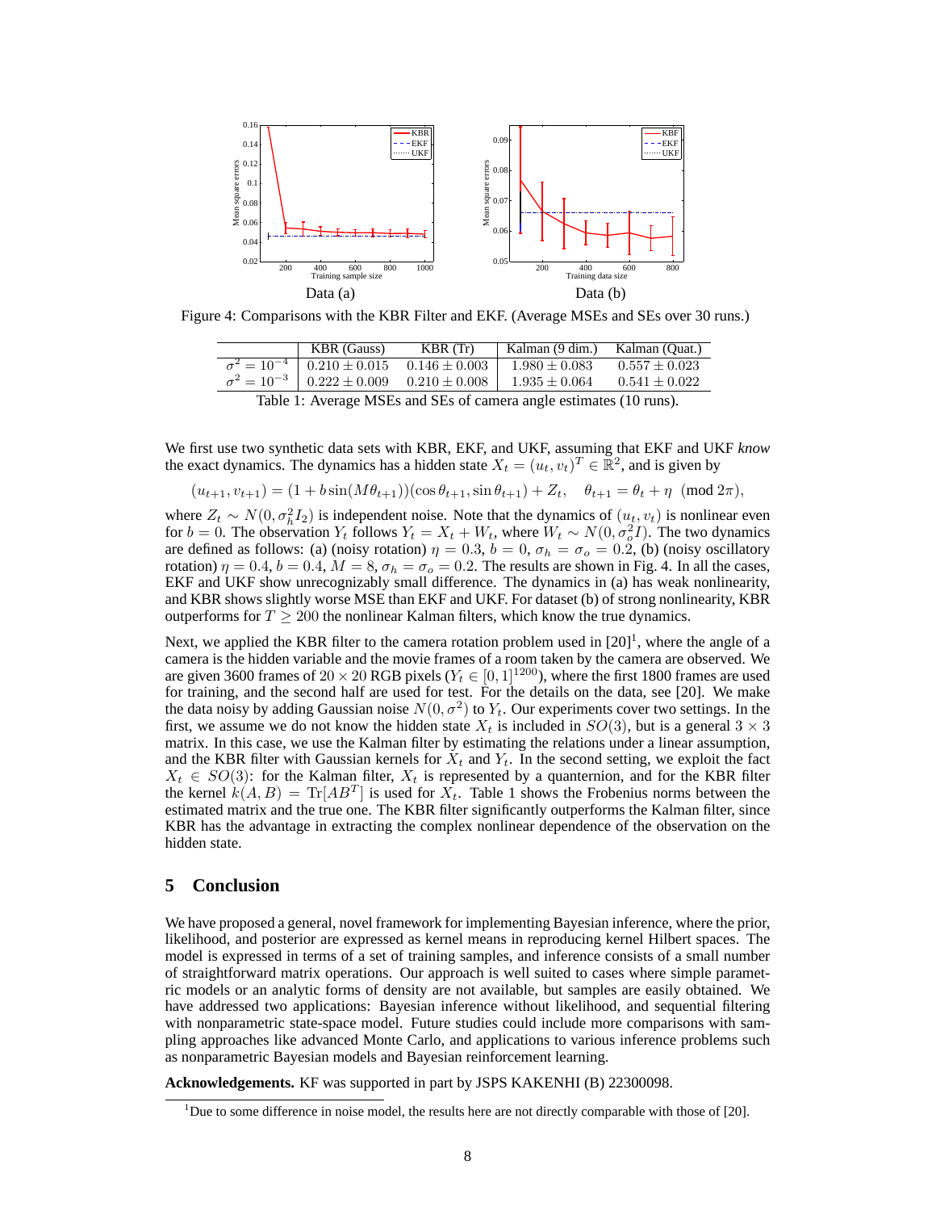Data (a)

Data (b)

Figure 4: Comparisons with the KBR Filter and EKF. (Average MSEs and SEs over 30 runs.)

| | KBR (Gauss) | KBR (Tr) | Kalman (9 dim.) | Kalman (Quat.) |
|---|---|---|---|---|
| $\sigma^2 = 10^{-4}$ | $0.210 \pm 0.015$ | $0.146 \pm 0.003$ | $1.980 \pm 0.083$ | $0.557 \pm 0.023$ |
| $\sigma^2 = 10^{-3}$ | $0.222 \pm 0.009$ | $0.210 \pm 0.008$ | $1.935 \pm 0.064$ | $0.541 \pm 0.022$ |

Table 1: Average MSEs and SEs of camera angle estimates (10 runs).

We first use two synthetic data sets with KBR, EKF, and UKF, assuming that EKF and UKF *know* the exact dynamics. The dynamics has a hidden state $X_t = (u_t, v_t)^T \in \mathbb{R}^2$, and is given by

$$(u_{t+1}, v_{t+1}) = (1 + b \sin(M\theta_{t+1}))(\cos\theta_{t+1}, \sin\theta_{t+1}) + Z_t, \quad \theta_{t+1} = \theta_t + \eta \pmod{2\pi},$$

where $Z_t \sim N(0, \sigma_h^2 I_2)$ is independent noise. Note that the dynamics of $(u_t, v_t)$ is nonlinear even for $b = 0$. The observation $Y_t$ follows $Y_t = X_t + W_t$, where $W_t \sim N(0, \sigma_o^2 I)$. The two dynamics are defined as follows: (a) (noisy rotation) $\eta = 0.3$, $b = 0$, $\sigma_h = \sigma_o = 0.2$, (b) (noisy oscillatory rotation) $\eta = 0.4$, $b = 0.4$, $M = 8$, $\sigma_h = \sigma_o = 0.2$. The results are shown in Fig. 4. In all the cases, EKF and UKF show unrecognizably small difference. The dynamics in (a) has weak nonlinearity, and KBR shows slightly worse MSE than EKF and UKF. For dataset (b) of strong nonlinearity, KBR outperforms for $T \geq 200$ the nonlinear Kalman filters, which know the true dynamics.

Next, we applied the KBR filter to the camera rotation problem used in [20][1], where the angle of a camera is the hidden variable and the movie frames of a room taken by the camera are observed. We are given 3600 frames of $20 \times 20$ RGB pixels ($Y_t \in [0,1]^{1200}$), where the first 1800 frames are used for training, and the second half are used for test. For the details on the data, see [20]. We make the data noisy by adding Gaussian noise $N(0, \sigma^2)$ to $Y_t$. Our experiments cover two settings. In the first, we assume we do not know the hidden state $X_t$ is included in $SO(3)$, but is a general $3 \times 3$ matrix. In this case, we use the Kalman filter by estimating the relations under a linear assumption, and the KBR filter with Gaussian kernels for $X_t$ and $Y_t$. In the second setting, we exploit the fact $X_t \in SO(3)$: for the Kalman filter, $X_t$ is represented by a quanternion, and for the KBR filter the kernel $k(A, B) = \mathrm{Tr}[AB^T]$ is used for $X_t$. Table 1 shows the Frobenius norms between the estimated matrix and the true one. The KBR filter significantly outperforms the Kalman filter, since KBR has the advantage in extracting the complex nonlinear dependence of the observation on the hidden state.

## 5 Conclusion

We have proposed a general, novel framework for implementing Bayesian inference, where the prior, likelihood, and posterior are expressed as kernel means in reproducing kernel Hilbert spaces. The model is expressed in terms of a set of training samples, and inference consists of a small number of straightforward matrix operations. Our approach is well suited to cases where simple parametric models or an analytic forms of density are not available, but samples are easily obtained. We have addressed two applications: Bayesian inference without likelihood, and sequential filtering with nonparametric state-space model. Future studies could include more comparisons with sampling approaches like advanced Monte Carlo, and applications to various inference problems such as nonparametric Bayesian models and Bayesian reinforcement learning.

**Acknowledgements.** KF was supported in part by JSPS KAKENHI (B) 22300098.

[1] Due to some difference in noise model, the results here are not directly comparable with those of [20].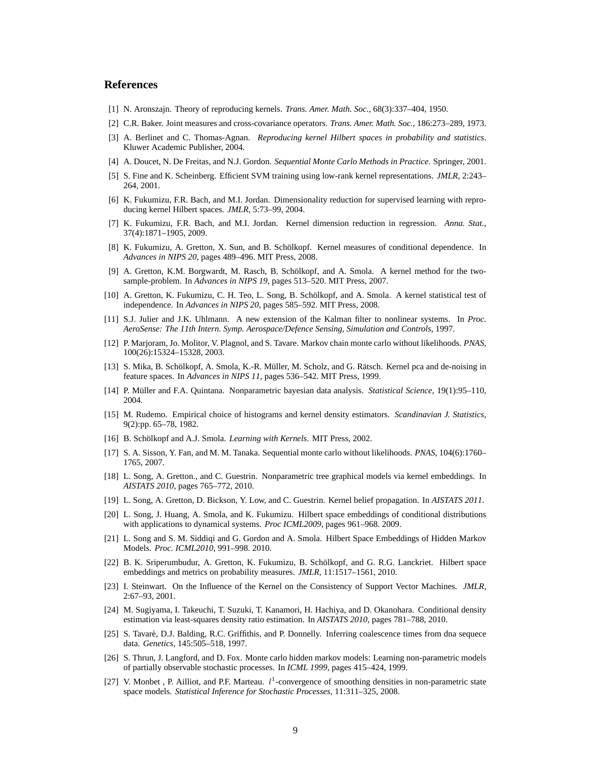## References

[1] N. Aronszajn. Theory of reproducing kernels. *Trans. Amer. Math. Soc.*, 68(3):337–404, 1950.

[2] C.R. Baker. Joint measures and cross-covariance operators. *Trans. Amer. Math. Soc.*, 186:273–289, 1973.

[3] A. Berlinet and C. Thomas-Agnan. *Reproducing kernel Hilbert spaces in probability and statistics*. Kluwer Academic Publisher, 2004.

[4] A. Doucet, N. De Freitas, and N.J. Gordon. *Sequential Monte Carlo Methods in Practice*. Springer, 2001.

[5] S. Fine and K. Scheinberg. Efficient SVM training using low-rank kernel representations. *JMLR*, 2:243–264, 2001.

[6] K. Fukumizu, F.R. Bach, and M.I. Jordan. Dimensionality reduction for supervised learning with reproducing kernel Hilbert spaces. *JMLR*, 5:73–99, 2004.

[7] K. Fukumizu, F.R. Bach, and M.I. Jordan. Kernel dimension reduction in regression. *Anna. Stat.*, 37(4):1871–1905, 2009.

[8] K. Fukumizu, A. Gretton, X. Sun, and B. Schölkopf. Kernel measures of conditional dependence. In *Advances in NIPS 20*, pages 489–496. MIT Press, 2008.

[9] A. Gretton, K.M. Borgwardt, M. Rasch, B. Schölkopf, and A. Smola. A kernel method for the two-sample-problem. In *Advances in NIPS 19*, pages 513–520. MIT Press, 2007.

[10] A. Gretton, K. Fukumizu, C. H. Teo, L. Song, B. Schölkopf, and A. Smola. A kernel statistical test of independence. In *Advances in NIPS 20*, pages 585–592. MIT Press, 2008.

[11] S.J. Julier and J.K. Uhlmann. A new extension of the Kalman filter to nonlinear systems. In *Proc. AeroSense: The 11th Intern. Symp. Aerospace/Defence Sensing, Simulation and Controls*, 1997.

[12] P. Marjoram, Jo. Molitor, V. Plagnol, and S. Tavare. Markov chain monte carlo without likelihoods. *PNAS*, 100(26):15324–15328, 2003.

[13] S. Mika, B. Schölkopf, A. Smola, K.-R. Müller, M. Scholz, and G. Rätsch. Kernel pca and de-noising in feature spaces. In *Advances in NIPS 11*, pages 536–542. MIT Press, 1999.

[14] P. Müller and F.A. Quintana. Nonparametric bayesian data analysis. *Statistical Science*, 19(1):95–110, 2004.

[15] M. Rudemo. Empirical choice of histograms and kernel density estimators. *Scandinavian J. Statistics*, 9(2):pp. 65–78, 1982.

[16] B. Schölkopf and A.J. Smola. *Learning with Kernels*. MIT Press, 2002.

[17] S. A. Sisson, Y. Fan, and M. M. Tanaka. Sequential monte carlo without likelihoods. *PNAS*, 104(6):1760–1765, 2007.

[18] L. Song, A. Gretton., and C. Guestrin. Nonparametric tree graphical models via kernel embeddings. In *AISTATS 2010*, pages 765–772, 2010.

[19] L. Song, A. Gretton, D. Bickson, Y. Low, and C. Guestrin. Kernel belief propagation. In *AISTATS 2011*.

[20] L. Song, J. Huang, A. Smola, and K. Fukumizu. Hilbert space embeddings of conditional distributions with applications to dynamical systems. *Proc ICML2009*, pages 961–968. 2009.

[21] L. Song and S. M. Siddiqi and G. Gordon and A. Smola. Hilbert Space Embeddings of Hidden Markov Models. *Proc. ICML2010*, 991–998. 2010.

[22] B. K. Sriperumbudur, A. Gretton, K. Fukumizu, B. Schölkopf, and G. R.G. Lanckriet. Hilbert space embeddings and metrics on probability measures. *JMLR*, 11:1517–1561, 2010.

[23] I. Steinwart. On the Influence of the Kernel on the Consistency of Support Vector Machines. *JMLR*, 2:67–93, 2001.

[24] M. Sugiyama, I. Takeuchi, T. Suzuki, T. Kanamori, H. Hachiya, and D. Okanohara. Conditional density estimation via least-squares density ratio estimation. In *AISTATS 2010*, pages 781–788, 2010.

[25] S. Tavaré, D.J. Balding, R.C. Griffithis, and P. Donnelly. Inferring coalescence times from dna sequece data. *Genetics*, 145:505–518, 1997.

[26] S. Thrun, J. Langford, and D. Fox. Monte carlo hidden markov models: Learning non-parametric models of partially observable stochastic processes. In *ICML 1999*, pages 415–424, 1999.

[27] V. Monbet , P. Ailliot, and P.F. Marteau. $l^1$-convergence of smoothing densities in non-parametric state space models. *Statistical Inference for Stochastic Processes*, 11:311–325, 2008.